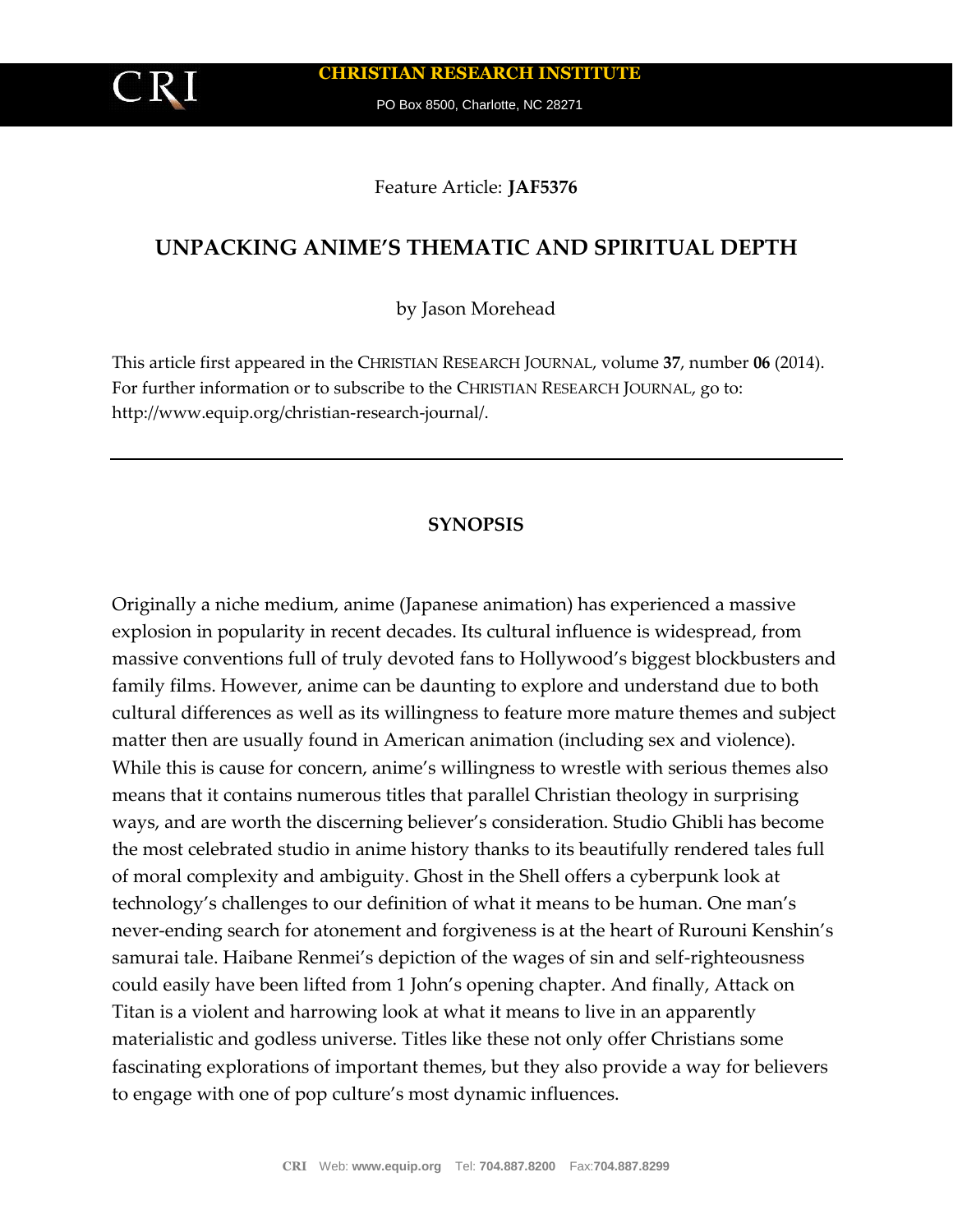Feature Article: **JAF5376**

# UNPACKING ANIME'S THEMATIC AND SPIRITUAL DEPTH

by Jason Morehead

This article first appeared in the CHRISTIAN RESEARCH JOURNAL, volume **37**, number **06** (2014). For further information or to subscribe to the CHRISTIAN RESEARCH JOURNAL, go to: http://www.equip.org/christian-research-journal/.

---

## SYNOPSIS

Originally a niche medium, anime (Japanese animation) has experienced a massive explosion in popularity in recent decades. Its cultural influence is widespread, from massive conventions full of truly devoted fans to Hollywood's biggest blockbusters and family films. However, anime can be daunting to explore and understand due to both cultural differences as well as its willingness to feature more mature themes and subject matter then are usually found in American animation (including sex and violence). While this is cause for concern, anime's willingness to wrestle with serious themes also means that it contains numerous titles that parallel Christian theology in surprising ways, and are worth the discerning believer's consideration. Studio Ghibli has become the most celebrated studio in anime history thanks to its beautifully rendered tales full of moral complexity and ambiguity. Ghost in the Shell offers a cyberpunk look at technology's challenges to our definition of what it means to be human. One man's never-ending search for atonement and forgiveness is at the heart of Rurouni Kenshin's samurai tale. Haibane Renmei's depiction of the wages of sin and self-righteousness could easily have been lifted from 1 John's opening chapter. And finally, Attack on Titan is a violent and harrowing look at what it means to live in an apparently materialistic and godless universe. Titles like these not only offer Christians some fascinating explorations of important themes, but they also provide a way for believers to engage with one of pop culture's most dynamic influences.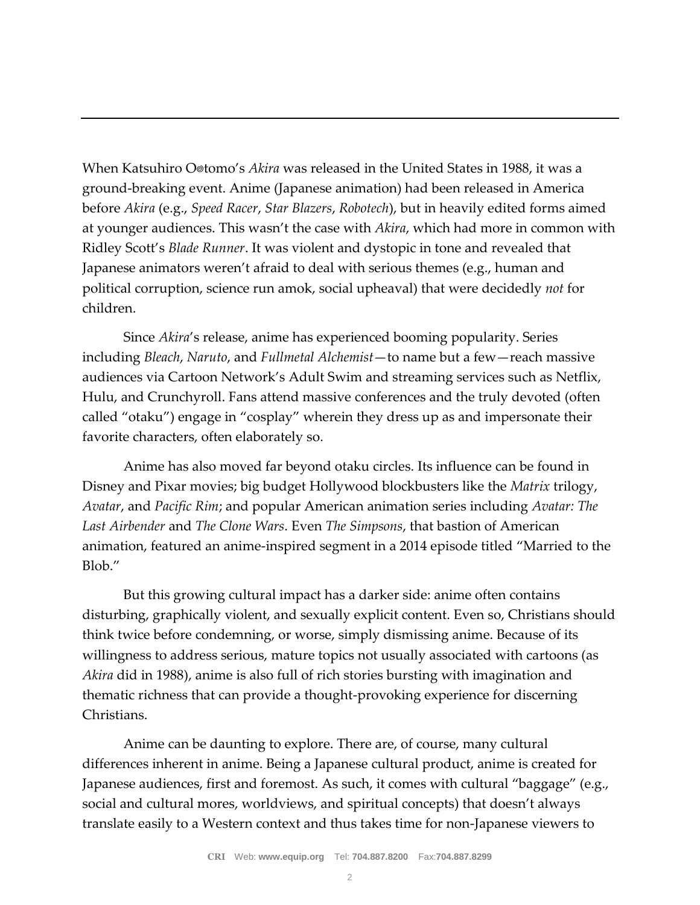When Katsuhiro O◎tomo's *Akira* was released in the United States in 1988, it was a ground-breaking event. Anime (Japanese animation) had been released in America before *Akira* (e.g., *Speed Racer*, *Star Blazers*, *Robotech*), but in heavily edited forms aimed at younger audiences. This wasn't the case with *Akira*, which had more in common with Ridley Scott's *Blade Runner*. It was violent and dystopic in tone and revealed that Japanese animators weren't afraid to deal with serious themes (e.g., human and political corruption, science run amok, social upheaval) that were decidedly *not* for children.

Since *Akira*'s release, anime has experienced booming popularity. Series including *Bleach*, *Naruto*, and *Fullmetal Alchemist*—to name but a few—reach massive audiences via Cartoon Network's Adult Swim and streaming services such as Netflix, Hulu, and Crunchyroll. Fans attend massive conferences and the truly devoted (often called "otaku") engage in "cosplay" wherein they dress up as and impersonate their favorite characters, often elaborately so.

Anime has also moved far beyond otaku circles. Its influence can be found in Disney and Pixar movies; big budget Hollywood blockbusters like the *Matrix* trilogy, *Avatar*, and *Pacific Rim*; and popular American animation series including *Avatar: The Last Airbender* and *The Clone Wars*. Even *The Simpsons*, that bastion of American animation, featured an anime-inspired segment in a 2014 episode titled "Married to the Blob."

But this growing cultural impact has a darker side: anime often contains disturbing, graphically violent, and sexually explicit content. Even so, Christians should think twice before condemning, or worse, simply dismissing anime. Because of its willingness to address serious, mature topics not usually associated with cartoons (as *Akira* did in 1988), anime is also full of rich stories bursting with imagination and thematic richness that can provide a thought-provoking experience for discerning Christians.

Anime can be daunting to explore. There are, of course, many cultural differences inherent in anime. Being a Japanese cultural product, anime is created for Japanese audiences, first and foremost. As such, it comes with cultural "baggage" (e.g., social and cultural mores, worldviews, and spiritual concepts) that doesn't always translate easily to a Western context and thus takes time for non-Japanese viewers to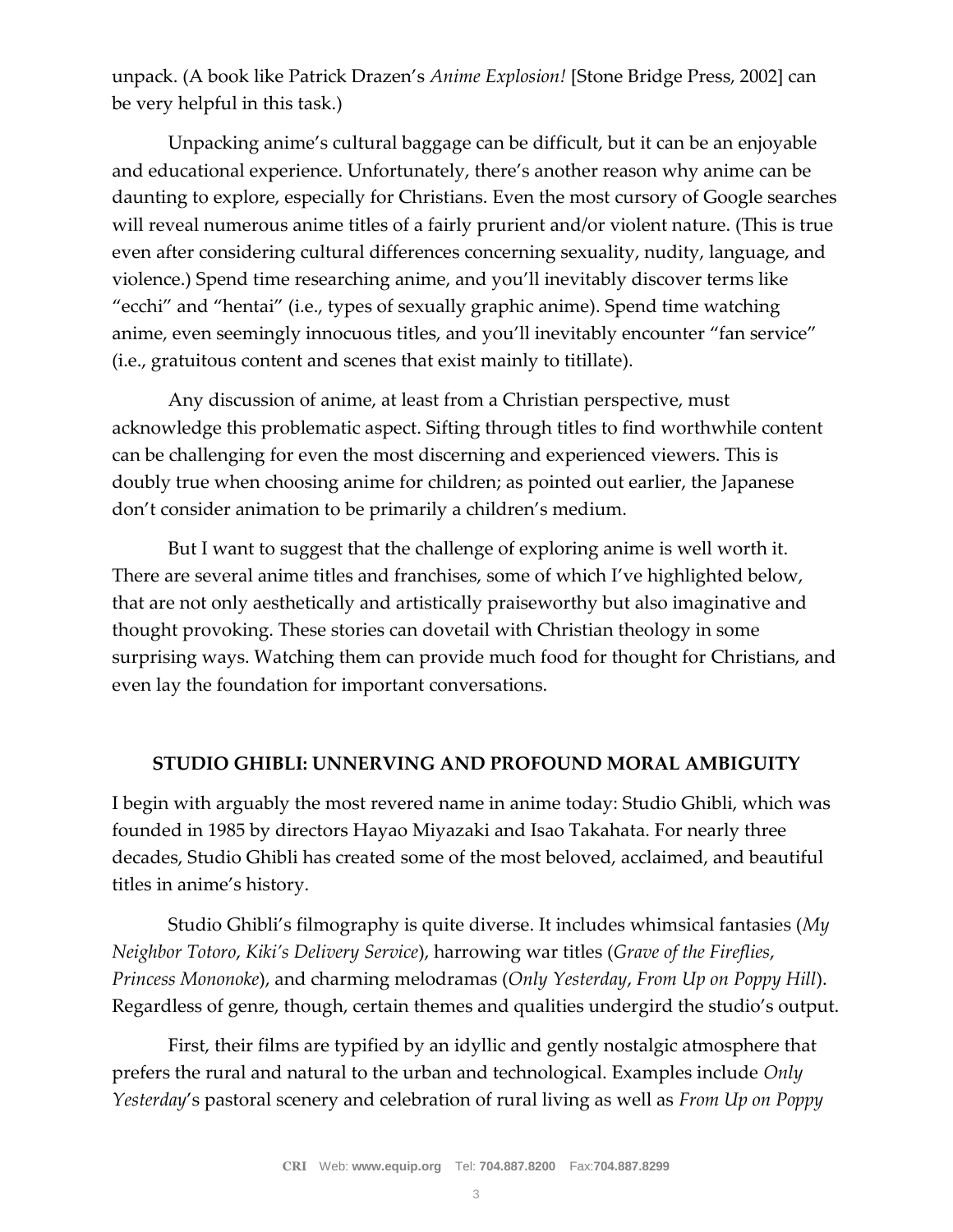unpack. (A book like Patrick Drazen's *Anime Explosion!* [Stone Bridge Press, 2002] can be very helpful in this task.)

Unpacking anime's cultural baggage can be difficult, but it can be an enjoyable and educational experience. Unfortunately, there's another reason why anime can be daunting to explore, especially for Christians. Even the most cursory of Google searches will reveal numerous anime titles of a fairly prurient and/or violent nature. (This is true even after considering cultural differences concerning sexuality, nudity, language, and violence.) Spend time researching anime, and you'll inevitably discover terms like "ecchi" and "hentai" (i.e., types of sexually graphic anime). Spend time watching anime, even seemingly innocuous titles, and you'll inevitably encounter "fan service" (i.e., gratuitous content and scenes that exist mainly to titillate).

Any discussion of anime, at least from a Christian perspective, must acknowledge this problematic aspect. Sifting through titles to find worthwhile content can be challenging for even the most discerning and experienced viewers. This is doubly true when choosing anime for children; as pointed out earlier, the Japanese don't consider animation to be primarily a children's medium.

But I want to suggest that the challenge of exploring anime is well worth it. There are several anime titles and franchises, some of which I've highlighted below, that are not only aesthetically and artistically praiseworthy but also imaginative and thought provoking. These stories can dovetail with Christian theology in some surprising ways. Watching them can provide much food for thought for Christians, and even lay the foundation for important conversations.

## STUDIO GHIBLI: UNNERVING AND PROFOUND MORAL AMBIGUITY

I begin with arguably the most revered name in anime today: Studio Ghibli, which was founded in 1985 by directors Hayao Miyazaki and Isao Takahata. For nearly three decades, Studio Ghibli has created some of the most beloved, acclaimed, and beautiful titles in anime's history.

Studio Ghibli's filmography is quite diverse. It includes whimsical fantasies (*My Neighbor Totoro*, *Kiki's Delivery Service*), harrowing war titles (*Grave of the Fireflies*, *Princess Mononoke*), and charming melodramas (*Only Yesterday*, *From Up on Poppy Hill*). Regardless of genre, though, certain themes and qualities undergird the studio's output.

First, their films are typified by an idyllic and gently nostalgic atmosphere that prefers the rural and natural to the urban and technological. Examples include *Only Yesterday*'s pastoral scenery and celebration of rural living as well as *From Up on Poppy*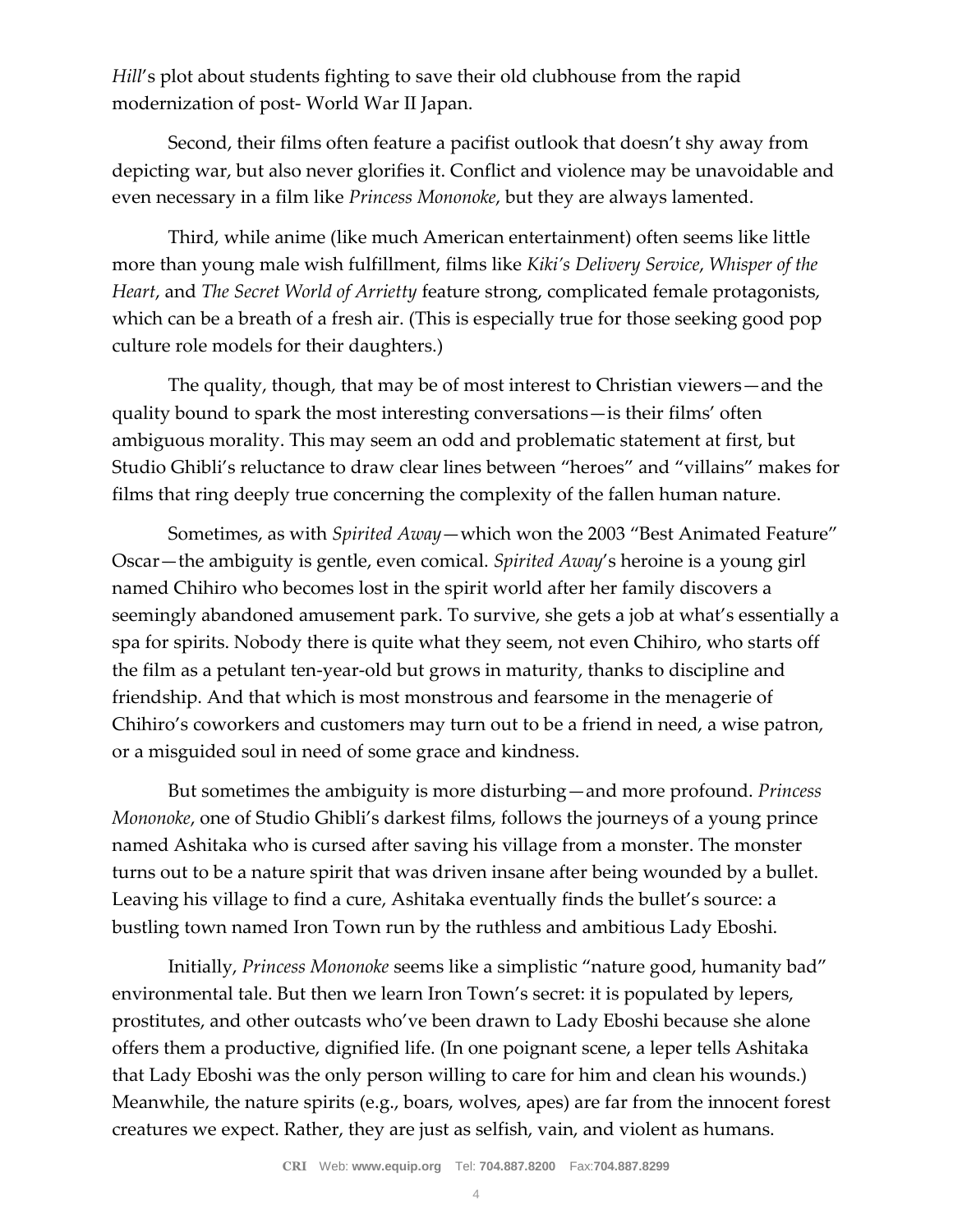*Hill*'s plot about students fighting to save their old clubhouse from the rapid modernization of post- World War II Japan.

Second, their films often feature a pacifist outlook that doesn't shy away from depicting war, but also never glorifies it. Conflict and violence may be unavoidable and even necessary in a film like *Princess Mononoke*, but they are always lamented.

Third, while anime (like much American entertainment) often seems like little more than young male wish fulfillment, films like *Kiki's Delivery Service*, *Whisper of the Heart*, and *The Secret World of Arrietty* feature strong, complicated female protagonists, which can be a breath of a fresh air. (This is especially true for those seeking good pop culture role models for their daughters.)

The quality, though, that may be of most interest to Christian viewers—and the quality bound to spark the most interesting conversations—is their films' often ambiguous morality. This may seem an odd and problematic statement at first, but Studio Ghibli's reluctance to draw clear lines between "heroes" and "villains" makes for films that ring deeply true concerning the complexity of the fallen human nature.

Sometimes, as with *Spirited Away*—which won the 2003 "Best Animated Feature" Oscar—the ambiguity is gentle, even comical. *Spirited Away*'s heroine is a young girl named Chihiro who becomes lost in the spirit world after her family discovers a seemingly abandoned amusement park. To survive, she gets a job at what's essentially a spa for spirits. Nobody there is quite what they seem, not even Chihiro, who starts off the film as a petulant ten-year-old but grows in maturity, thanks to discipline and friendship. And that which is most monstrous and fearsome in the menagerie of Chihiro's coworkers and customers may turn out to be a friend in need, a wise patron, or a misguided soul in need of some grace and kindness.

But sometimes the ambiguity is more disturbing—and more profound. *Princess Mononoke*, one of Studio Ghibli's darkest films, follows the journeys of a young prince named Ashitaka who is cursed after saving his village from a monster. The monster turns out to be a nature spirit that was driven insane after being wounded by a bullet. Leaving his village to find a cure, Ashitaka eventually finds the bullet's source: a bustling town named Iron Town run by the ruthless and ambitious Lady Eboshi.

Initially, *Princess Mononoke* seems like a simplistic "nature good, humanity bad" environmental tale. But then we learn Iron Town's secret: it is populated by lepers, prostitutes, and other outcasts who've been drawn to Lady Eboshi because she alone offers them a productive, dignified life. (In one poignant scene, a leper tells Ashitaka that Lady Eboshi was the only person willing to care for him and clean his wounds.) Meanwhile, the nature spirits (e.g., boars, wolves, apes) are far from the innocent forest creatures we expect. Rather, they are just as selfish, vain, and violent as humans.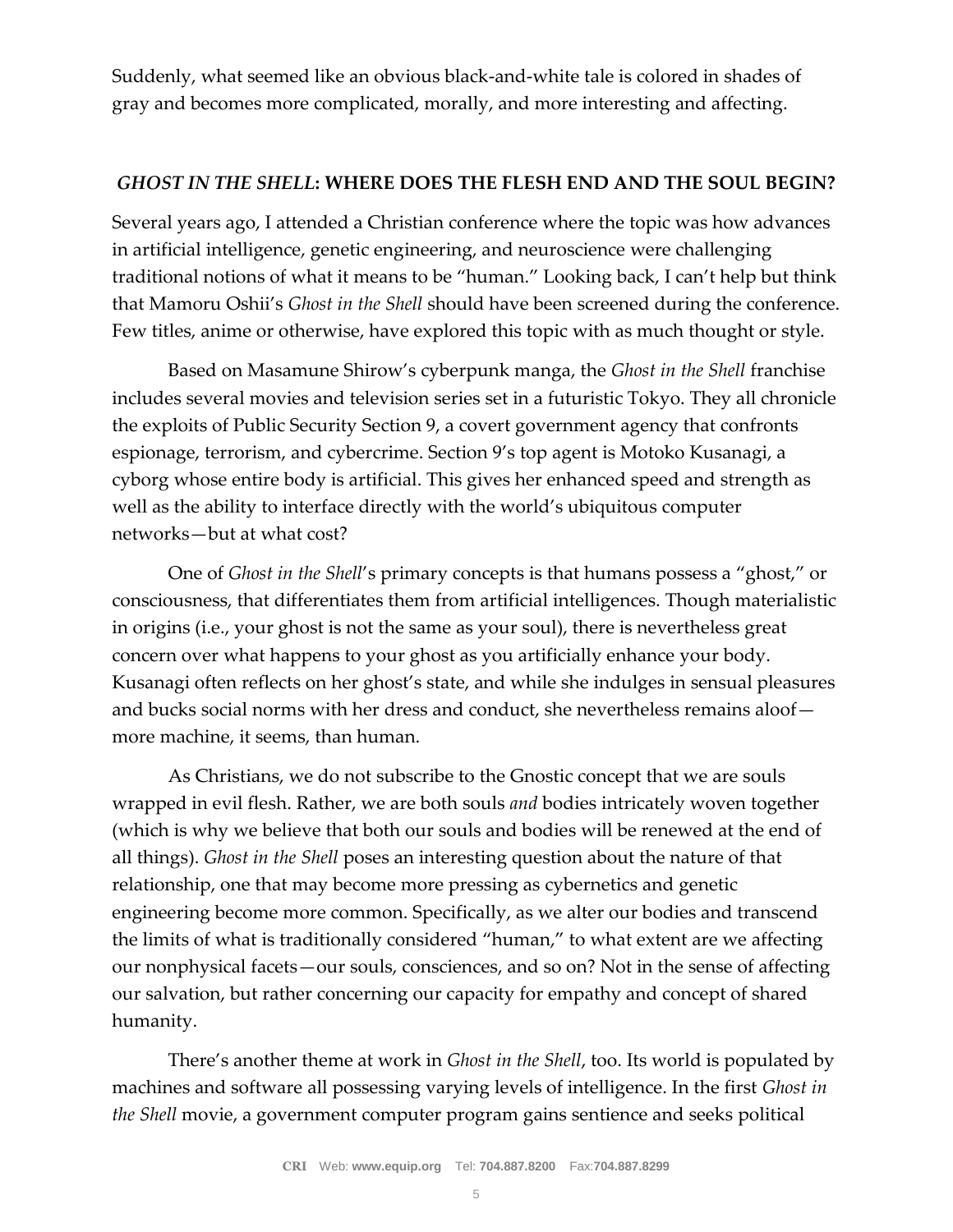Suddenly, what seemed like an obvious black-and-white tale is colored in shades of gray and becomes more complicated, morally, and more interesting and affecting.

## *GHOST IN THE SHELL*: WHERE DOES THE FLESH END AND THE SOUL BEGIN?

Several years ago, I attended a Christian conference where the topic was how advances in artificial intelligence, genetic engineering, and neuroscience were challenging traditional notions of what it means to be "human." Looking back, I can't help but think that Mamoru Oshii's *Ghost in the Shell* should have been screened during the conference. Few titles, anime or otherwise, have explored this topic with as much thought or style.

Based on Masamune Shirow's cyberpunk manga, the *Ghost in the Shell* franchise includes several movies and television series set in a futuristic Tokyo. They all chronicle the exploits of Public Security Section 9, a covert government agency that confronts espionage, terrorism, and cybercrime. Section 9's top agent is Motoko Kusanagi, a cyborg whose entire body is artificial. This gives her enhanced speed and strength as well as the ability to interface directly with the world's ubiquitous computer networks—but at what cost?

One of *Ghost in the Shell*'s primary concepts is that humans possess a "ghost," or consciousness, that differentiates them from artificial intelligences. Though materialistic in origins (i.e., your ghost is not the same as your soul), there is nevertheless great concern over what happens to your ghost as you artificially enhance your body. Kusanagi often reflects on her ghost's state, and while she indulges in sensual pleasures and bucks social norms with her dress and conduct, she nevertheless remains aloof—more machine, it seems, than human.

As Christians, we do not subscribe to the Gnostic concept that we are souls wrapped in evil flesh. Rather, we are both souls *and* bodies intricately woven together (which is why we believe that both our souls and bodies will be renewed at the end of all things). *Ghost in the Shell* poses an interesting question about the nature of that relationship, one that may become more pressing as cybernetics and genetic engineering become more common. Specifically, as we alter our bodies and transcend the limits of what is traditionally considered "human," to what extent are we affecting our nonphysical facets—our souls, consciences, and so on? Not in the sense of affecting our salvation, but rather concerning our capacity for empathy and concept of shared humanity.

There's another theme at work in *Ghost in the Shell*, too. Its world is populated by machines and software all possessing varying levels of intelligence. In the first *Ghost in the Shell* movie, a government computer program gains sentience and seeks political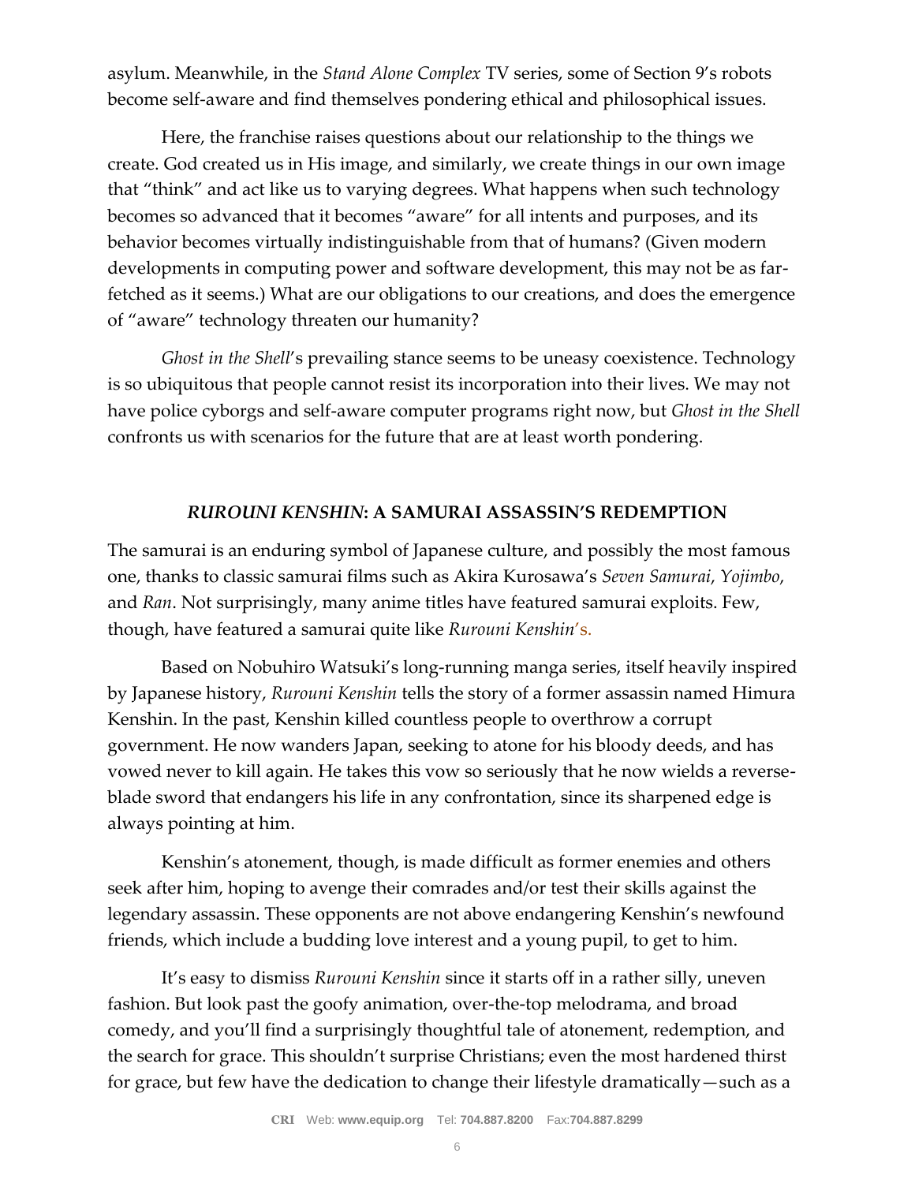asylum. Meanwhile, in the *Stand Alone Complex* TV series, some of Section 9's robots become self-aware and find themselves pondering ethical and philosophical issues.

Here, the franchise raises questions about our relationship to the things we create. God created us in His image, and similarly, we create things in our own image that "think" and act like us to varying degrees. What happens when such technology becomes so advanced that it becomes "aware" for all intents and purposes, and its behavior becomes virtually indistinguishable from that of humans? (Given modern developments in computing power and software development, this may not be as far-fetched as it seems.) What are our obligations to our creations, and does the emergence of "aware" technology threaten our humanity?

*Ghost in the Shell*'s prevailing stance seems to be uneasy coexistence. Technology is so ubiquitous that people cannot resist its incorporation into their lives. We may not have police cyborgs and self-aware computer programs right now, but *Ghost in the Shell* confronts us with scenarios for the future that are at least worth pondering.

## *RUROUNI KENSHIN*: A SAMURAI ASSASSIN'S REDEMPTION

The samurai is an enduring symbol of Japanese culture, and possibly the most famous one, thanks to classic samurai films such as Akira Kurosawa's *Seven Samurai*, *Yojimbo*, and *Ran*. Not surprisingly, many anime titles have featured samurai exploits. Few, though, have featured a samurai quite like *Rurouni Kenshin*'s.

Based on Nobuhiro Watsuki's long-running manga series, itself heavily inspired by Japanese history, *Rurouni Kenshin* tells the story of a former assassin named Himura Kenshin. In the past, Kenshin killed countless people to overthrow a corrupt government. He now wanders Japan, seeking to atone for his bloody deeds, and has vowed never to kill again. He takes this vow so seriously that he now wields a reverse-blade sword that endangers his life in any confrontation, since its sharpened edge is always pointing at him.

Kenshin's atonement, though, is made difficult as former enemies and others seek after him, hoping to avenge their comrades and/or test their skills against the legendary assassin. These opponents are not above endangering Kenshin's newfound friends, which include a budding love interest and a young pupil, to get to him.

It's easy to dismiss *Rurouni Kenshin* since it starts off in a rather silly, uneven fashion. But look past the goofy animation, over-the-top melodrama, and broad comedy, and you'll find a surprisingly thoughtful tale of atonement, redemption, and the search for grace. This shouldn't surprise Christians; even the most hardened thirst for grace, but few have the dedication to change their lifestyle dramatically—such as a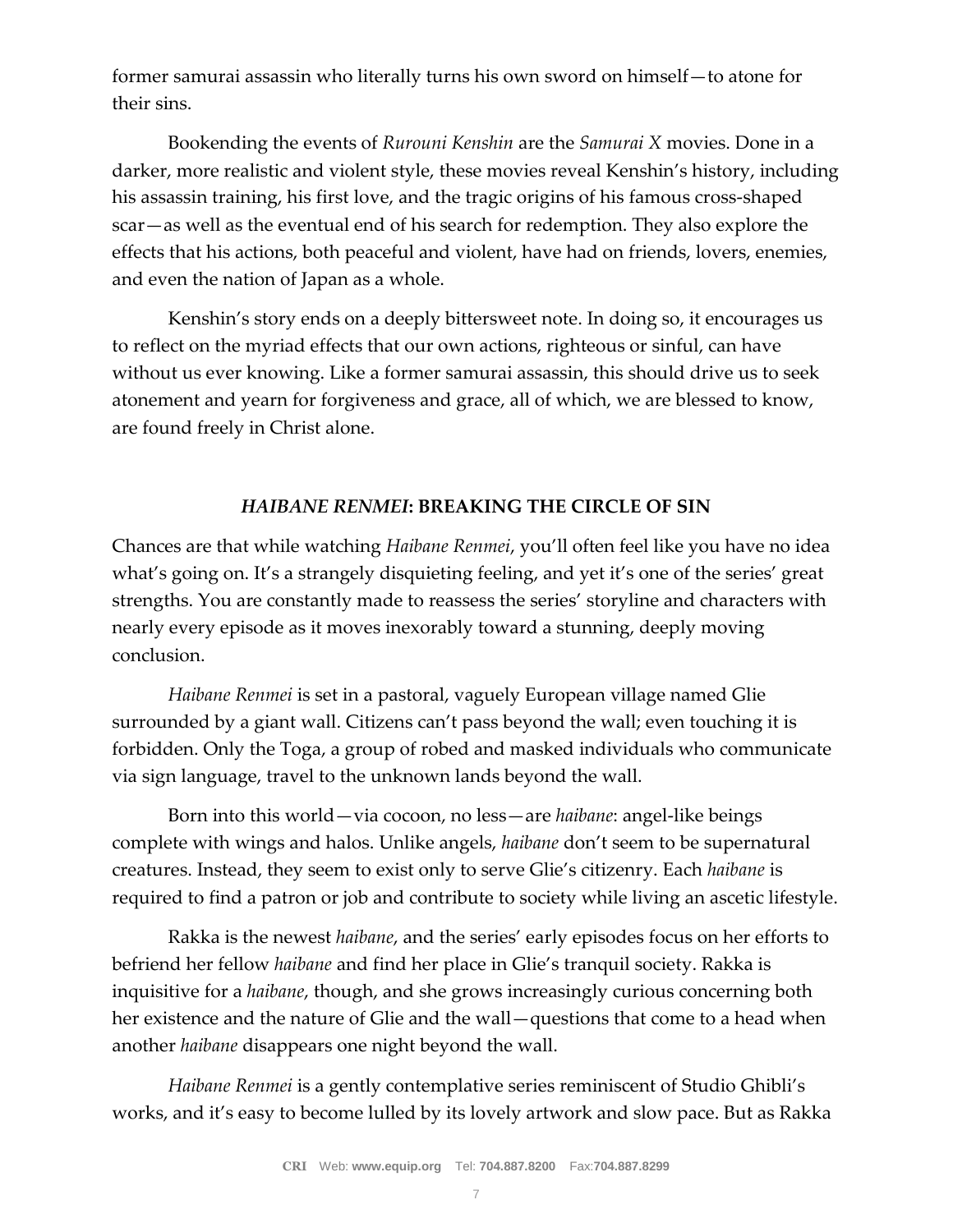former samurai assassin who literally turns his own sword on himself—to atone for their sins.

Bookending the events of *Rurouni Kenshin* are the *Samurai X* movies. Done in a darker, more realistic and violent style, these movies reveal Kenshin's history, including his assassin training, his first love, and the tragic origins of his famous cross-shaped scar—as well as the eventual end of his search for redemption. They also explore the effects that his actions, both peaceful and violent, have had on friends, lovers, enemies, and even the nation of Japan as a whole.

Kenshin's story ends on a deeply bittersweet note. In doing so, it encourages us to reflect on the myriad effects that our own actions, righteous or sinful, can have without us ever knowing. Like a former samurai assassin, this should drive us to seek atonement and yearn for forgiveness and grace, all of which, we are blessed to know, are found freely in Christ alone.

## *HAIBANE RENMEI*: BREAKING THE CIRCLE OF SIN

Chances are that while watching *Haibane Renmei*, you'll often feel like you have no idea what's going on. It's a strangely disquieting feeling, and yet it's one of the series' great strengths. You are constantly made to reassess the series' storyline and characters with nearly every episode as it moves inexorably toward a stunning, deeply moving conclusion.

*Haibane Renmei* is set in a pastoral, vaguely European village named Glie surrounded by a giant wall. Citizens can't pass beyond the wall; even touching it is forbidden. Only the Toga, a group of robed and masked individuals who communicate via sign language, travel to the unknown lands beyond the wall.

Born into this world—via cocoon, no less—are *haibane*: angel-like beings complete with wings and halos. Unlike angels, *haibane* don't seem to be supernatural creatures. Instead, they seem to exist only to serve Glie's citizenry. Each *haibane* is required to find a patron or job and contribute to society while living an ascetic lifestyle.

Rakka is the newest *haibane*, and the series' early episodes focus on her efforts to befriend her fellow *haibane* and find her place in Glie's tranquil society. Rakka is inquisitive for a *haibane*, though, and she grows increasingly curious concerning both her existence and the nature of Glie and the wall—questions that come to a head when another *haibane* disappears one night beyond the wall.

*Haibane Renmei* is a gently contemplative series reminiscent of Studio Ghibli's works, and it's easy to become lulled by its lovely artwork and slow pace. But as Rakka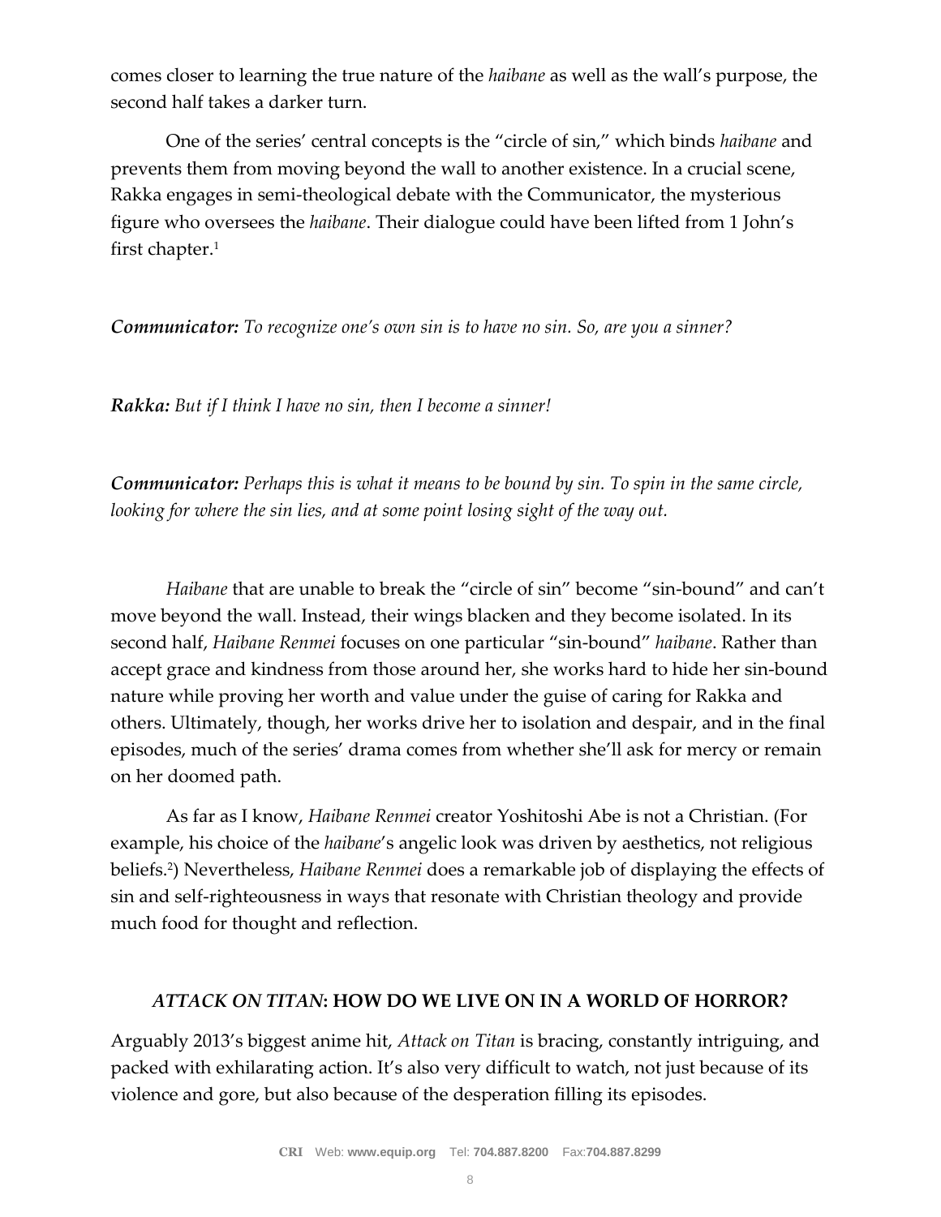comes closer to learning the true nature of the *haibane* as well as the wall's purpose, the second half takes a darker turn.

One of the series' central concepts is the "circle of sin," which binds *haibane* and prevents them from moving beyond the wall to another existence. In a crucial scene, Rakka engages in semi-theological debate with the Communicator, the mysterious figure who oversees the *haibane*. Their dialogue could have been lifted from 1 John's first chapter.[1]

***Communicator:*** *To recognize one's own sin is to have no sin. So, are you a sinner?*

***Rakka:*** *But if I think I have no sin, then I become a sinner!*

***Communicator:*** *Perhaps this is what it means to be bound by sin. To spin in the same circle, looking for where the sin lies, and at some point losing sight of the way out.*

*Haibane* that are unable to break the "circle of sin" become "sin-bound" and can't move beyond the wall. Instead, their wings blacken and they become isolated. In its second half, *Haibane Renmei* focuses on one particular "sin-bound" *haibane*. Rather than accept grace and kindness from those around her, she works hard to hide her sin-bound nature while proving her worth and value under the guise of caring for Rakka and others. Ultimately, though, her works drive her to isolation and despair, and in the final episodes, much of the series' drama comes from whether she'll ask for mercy or remain on her doomed path.

As far as I know, *Haibane Renmei* creator Yoshitoshi Abe is not a Christian. (For example, his choice of the *haibane*'s angelic look was driven by aesthetics, not religious beliefs.[2]) Nevertheless, *Haibane Renmei* does a remarkable job of displaying the effects of sin and self-righteousness in ways that resonate with Christian theology and provide much food for thought and reflection.

## *ATTACK ON TITAN*: HOW DO WE LIVE ON IN A WORLD OF HORROR?

Arguably 2013's biggest anime hit, *Attack on Titan* is bracing, constantly intriguing, and packed with exhilarating action. It's also very difficult to watch, not just because of its violence and gore, but also because of the desperation filling its episodes.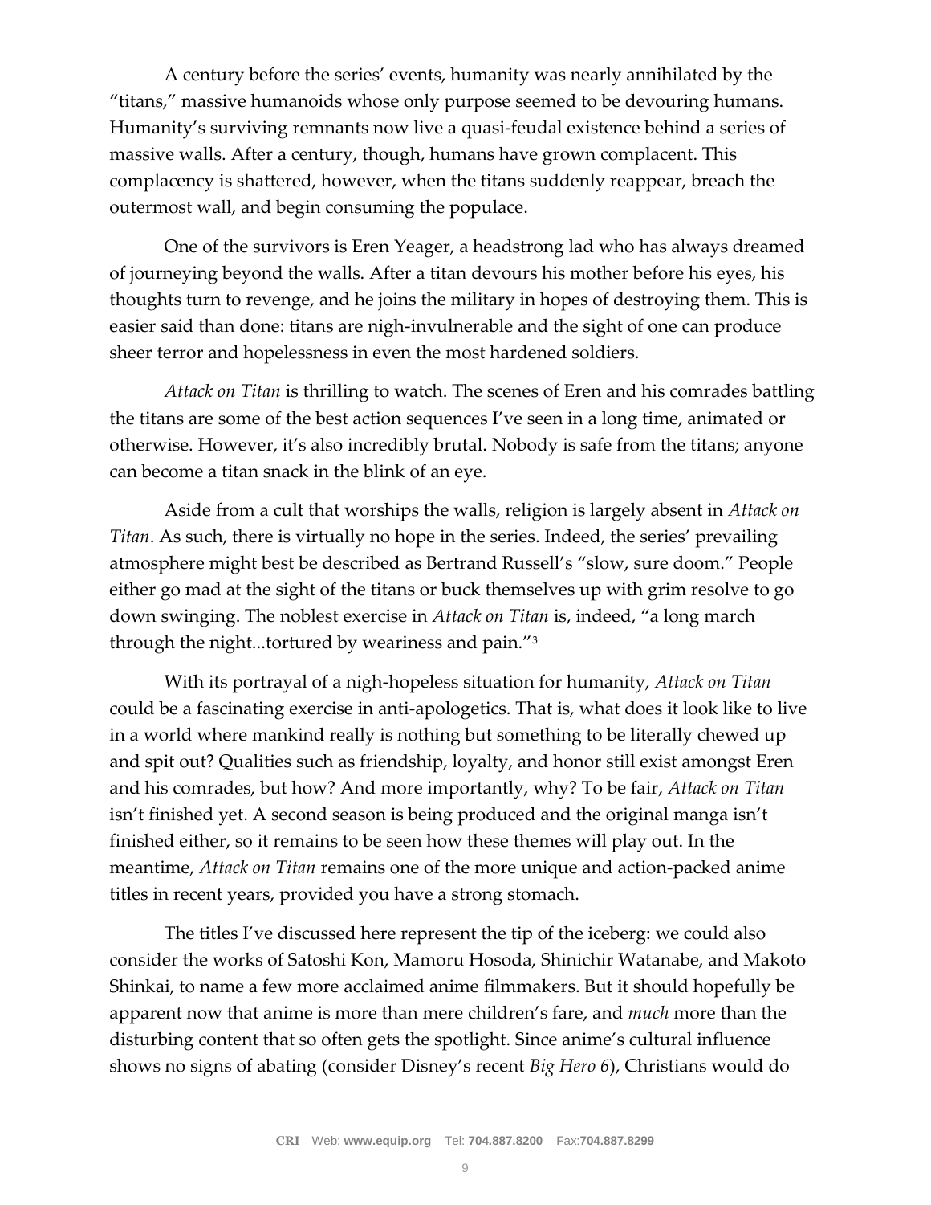A century before the series' events, humanity was nearly annihilated by the "titans," massive humanoids whose only purpose seemed to be devouring humans. Humanity's surviving remnants now live a quasi-feudal existence behind a series of massive walls. After a century, though, humans have grown complacent. This complacency is shattered, however, when the titans suddenly reappear, breach the outermost wall, and begin consuming the populace.

One of the survivors is Eren Yeager, a headstrong lad who has always dreamed of journeying beyond the walls. After a titan devours his mother before his eyes, his thoughts turn to revenge, and he joins the military in hopes of destroying them. This is easier said than done: titans are nigh-invulnerable and the sight of one can produce sheer terror and hopelessness in even the most hardened soldiers.

*Attack on Titan* is thrilling to watch. The scenes of Eren and his comrades battling the titans are some of the best action sequences I've seen in a long time, animated or otherwise. However, it's also incredibly brutal. Nobody is safe from the titans; anyone can become a titan snack in the blink of an eye.

Aside from a cult that worships the walls, religion is largely absent in *Attack on Titan*. As such, there is virtually no hope in the series. Indeed, the series' prevailing atmosphere might best be described as Bertrand Russell's "slow, sure doom." People either go mad at the sight of the titans or buck themselves up with grim resolve to go down swinging. The noblest exercise in *Attack on Titan* is, indeed, "a long march through the night...tortured by weariness and pain."[3]

With its portrayal of a nigh-hopeless situation for humanity, *Attack on Titan* could be a fascinating exercise in anti-apologetics. That is, what does it look like to live in a world where mankind really is nothing but something to be literally chewed up and spit out? Qualities such as friendship, loyalty, and honor still exist amongst Eren and his comrades, but how? And more importantly, why? To be fair, *Attack on Titan* isn't finished yet. A second season is being produced and the original manga isn't finished either, so it remains to be seen how these themes will play out. In the meantime, *Attack on Titan* remains one of the more unique and action-packed anime titles in recent years, provided you have a strong stomach.

The titles I've discussed here represent the tip of the iceberg: we could also consider the works of Satoshi Kon, Mamoru Hosoda, Shinichir Watanabe, and Makoto Shinkai, to name a few more acclaimed anime filmmakers. But it should hopefully be apparent now that anime is more than mere children's fare, and *much* more than the disturbing content that so often gets the spotlight. Since anime's cultural influence shows no signs of abating (consider Disney's recent *Big Hero 6*), Christians would do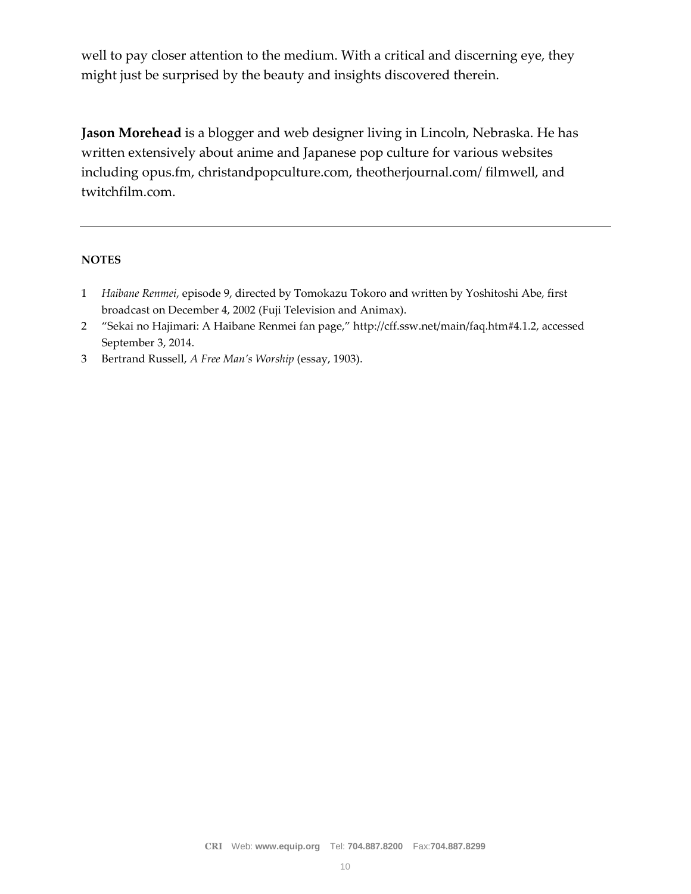well to pay closer attention to the medium. With a critical and discerning eye, they might just be surprised by the beauty and insights discovered therein.

**Jason Morehead** is a blogger and web designer living in Lincoln, Nebraska. He has written extensively about anime and Japanese pop culture for various websites including opus.fm, christandpopculture.com, theotherjournal.com/ filmwell, and twitchfilm.com.

---

**NOTES**

1. *Haibane Renmei*, episode 9, directed by Tomokazu Tokoro and written by Yoshitoshi Abe, first broadcast on December 4, 2002 (Fuji Television and Animax).
2. "Sekai no Hajimari: A Haibane Renmei fan page," http://cff.ssw.net/main/faq.htm#4.1.2, accessed September 3, 2014.
3. Bertrand Russell, *A Free Man's Worship* (essay, 1903).

**CRI** Web: **www.equip.org** Tel: **704.887.8200** Fax:**704.887.8299**